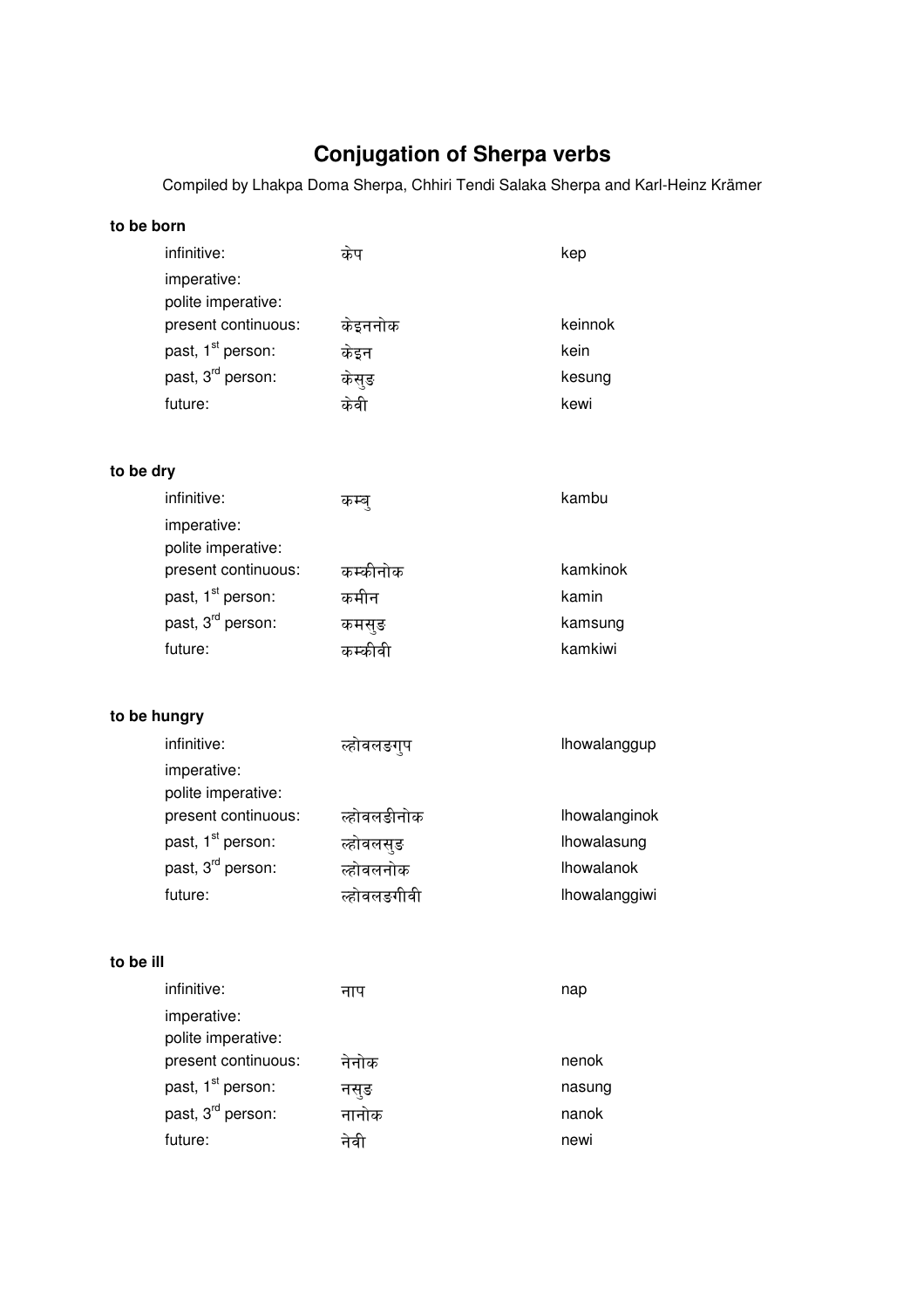# Conjugation of Sherpa verbs

Compiled by Lhakpa Doma Sherpa, Chhiri Tendi Salaka Sherpa and Karl-Heinz Krämer

**to be born**

| | | |
|---|---|---|
| infinitive: | केप | kep |
| imperative: | | |
| polite imperative: | | |
| present continuous: | केइननोक | keinnok |
| past, 1st person: | केइन | kein |
| past, 3rd person: | केसुङ | kesung |
| future: | केवी | kewi |

**to be dry**

| | | |
|---|---|---|
| infinitive: | कम्बु | kambu |
| imperative: | | |
| polite imperative: | | |
| present continuous: | कम्कीनोक | kamkinok |
| past, 1st person: | कमीन | kamin |
| past, 3rd person: | कमसुङ | kamsung |
| future: | कम्कीवी | kamkiwi |

**to be hungry**

| | | |
|---|---|---|
| infinitive: | ल्होवलङगुप | lhowalanggup |
| imperative: | | |
| polite imperative: | | |
| present continuous: | ल्होवलङीनोक | lhowalanginok |
| past, 1st person: | ल्होवलसुङ | lhowalasung |
| past, 3rd person: | ल्होवलनोक | lhowalanok |
| future: | ल्होवलङगीवी | lhowalanggiwi |

**to be ill**

| | | |
|---|---|---|
| infinitive: | नाप | nap |
| imperative: | | |
| polite imperative: | | |
| present continuous: | नेनोक | nenok |
| past, 1st person: | नसुङ | nasung |
| past, 3rd person: | नानोक | nanok |
| future: | नेवी | newi |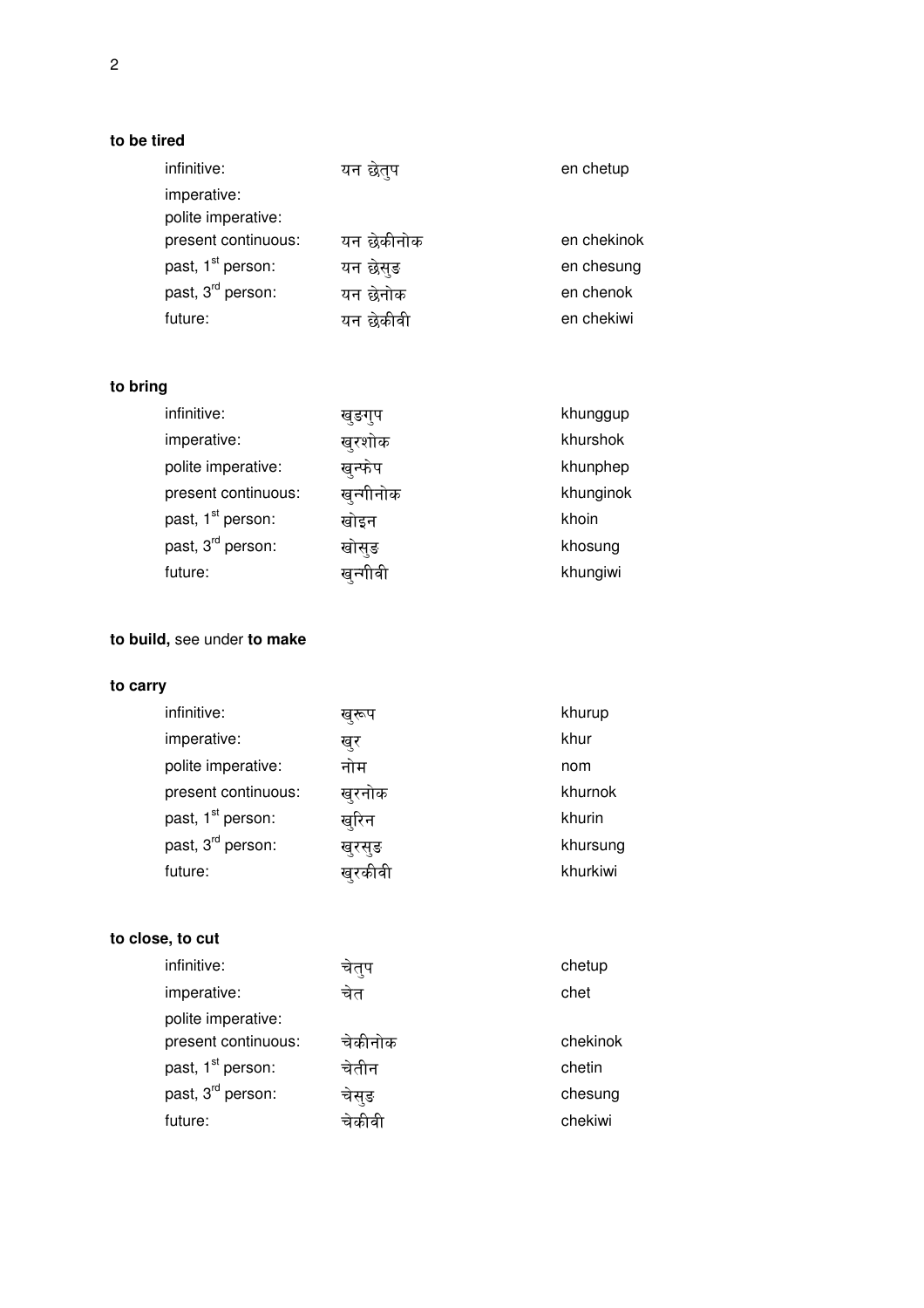**to be tired**

| | | |
|---|---|---|
| infinitive: | यन छेतुप | en chetup |
| imperative: | | |
| polite imperative: | | |
| present continuous: | यन छेकीनोक | en chekinok |
| past, 1st person: | यन छेसुङ | en chesung |
| past, 3rd person: | यन छेनोक | en chenok |
| future: | यन छेकीवी | en chekiwi |

**to bring**

| | | |
|---|---|---|
| infinitive: | खुङगुप | khunggup |
| imperative: | खुरशोक | khurshok |
| polite imperative: | खुन्फेप | khunphep |
| present continuous: | खुन्गीनोक | khunginok |
| past, 1st person: | खोइन | khoin |
| past, 3rd person: | खोसुङ | khosung |
| future: | खुन्गीवी | khungiwi |

**to build,** see under **to make**

**to carry**

| | | |
|---|---|---|
| infinitive: | खुरूप | khurup |
| imperative: | खुर | khur |
| polite imperative: | नोम | nom |
| present continuous: | खुरनोक | khurnok |
| past, 1st person: | खुरिन | khurin |
| past, 3rd person: | खुरसुङ | khursung |
| future: | खुरकीवी | khurkiwi |

**to close, to cut**

| | | |
|---|---|---|
| infinitive: | चेतुप | chetup |
| imperative: | चेत | chet |
| polite imperative: | | |
| present continuous: | चेकीनोक | chekinok |
| past, 1st person: | चेतीन | chetin |
| past, 3rd person: | चेसुङ | chesung |
| future: | चेकीवी | chekiwi |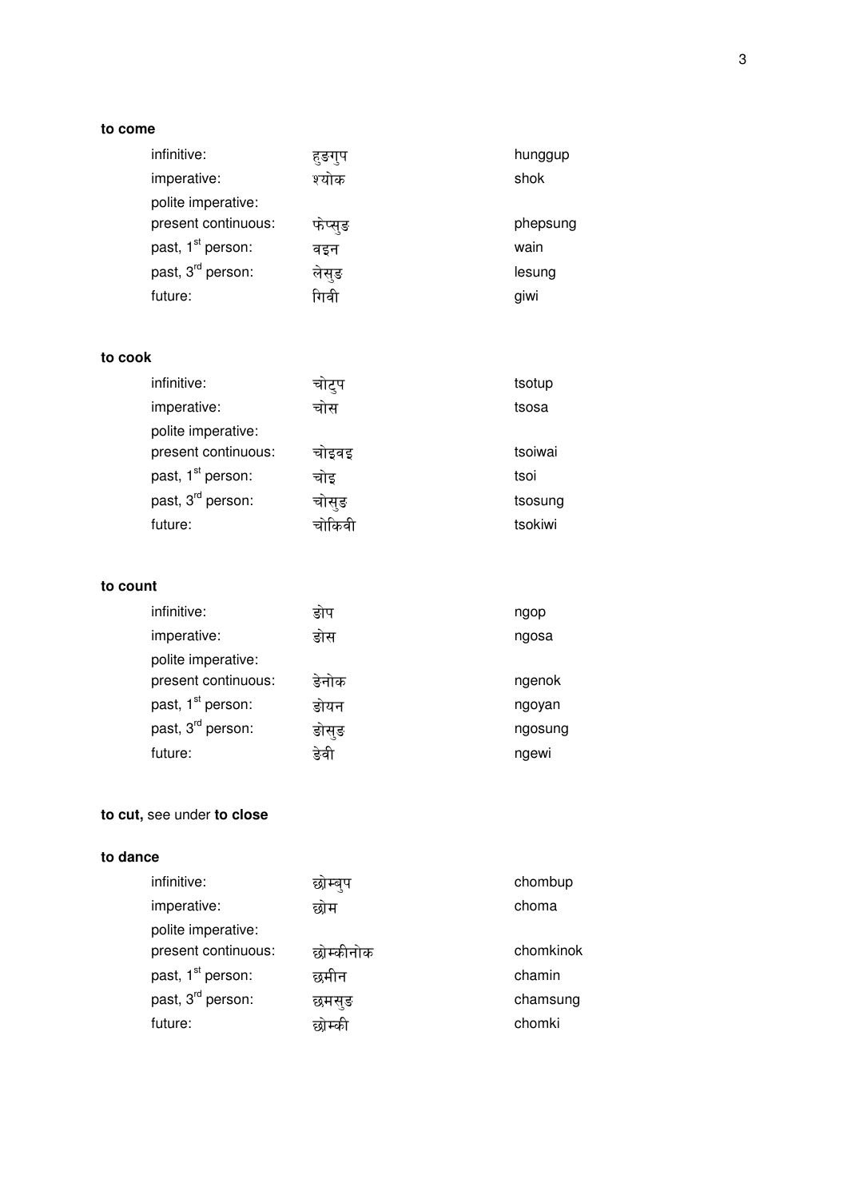**to come**

| | | |
|---|---|---|
| infinitive: | हुङगुप | hunggup |
| imperative: | श्योक | shok |
| polite imperative: | | |
| present continuous: | फेप्सुङ | phepsung |
| past, 1st person: | वइन | wain |
| past, 3rd person: | लेसुङ | lesung |
| future: | गिवी | giwi |

**to cook**

| | | |
|---|---|---|
| infinitive: | चोटुप | tsotup |
| imperative: | चोस | tsosa |
| polite imperative: | | |
| present continuous: | चोइवइ | tsoiwai |
| past, 1st person: | चोइ | tsoi |
| past, 3rd person: | चोसुङ | tsosung |
| future: | चोकिवी | tsokiwi |

**to count**

| | | |
|---|---|---|
| infinitive: | ङोप | ngop |
| imperative: | ङोस | ngosa |
| polite imperative: | | |
| present continuous: | ङेनोक | ngenok |
| past, 1st person: | ङोयन | ngoyan |
| past, 3rd person: | ङोसुङ | ngosung |
| future: | ङेवी | ngewi |

**to cut,** see under **to close**

**to dance**

| | | |
|---|---|---|
| infinitive: | छोम्बुप | chombup |
| imperative: | छोम | choma |
| polite imperative: | | |
| present continuous: | छोम्कीनोक | chomkinok |
| past, 1st person: | छमीन | chamin |
| past, 3rd person: | छमसुङ | chamsung |
| future: | छोम्की | chomki |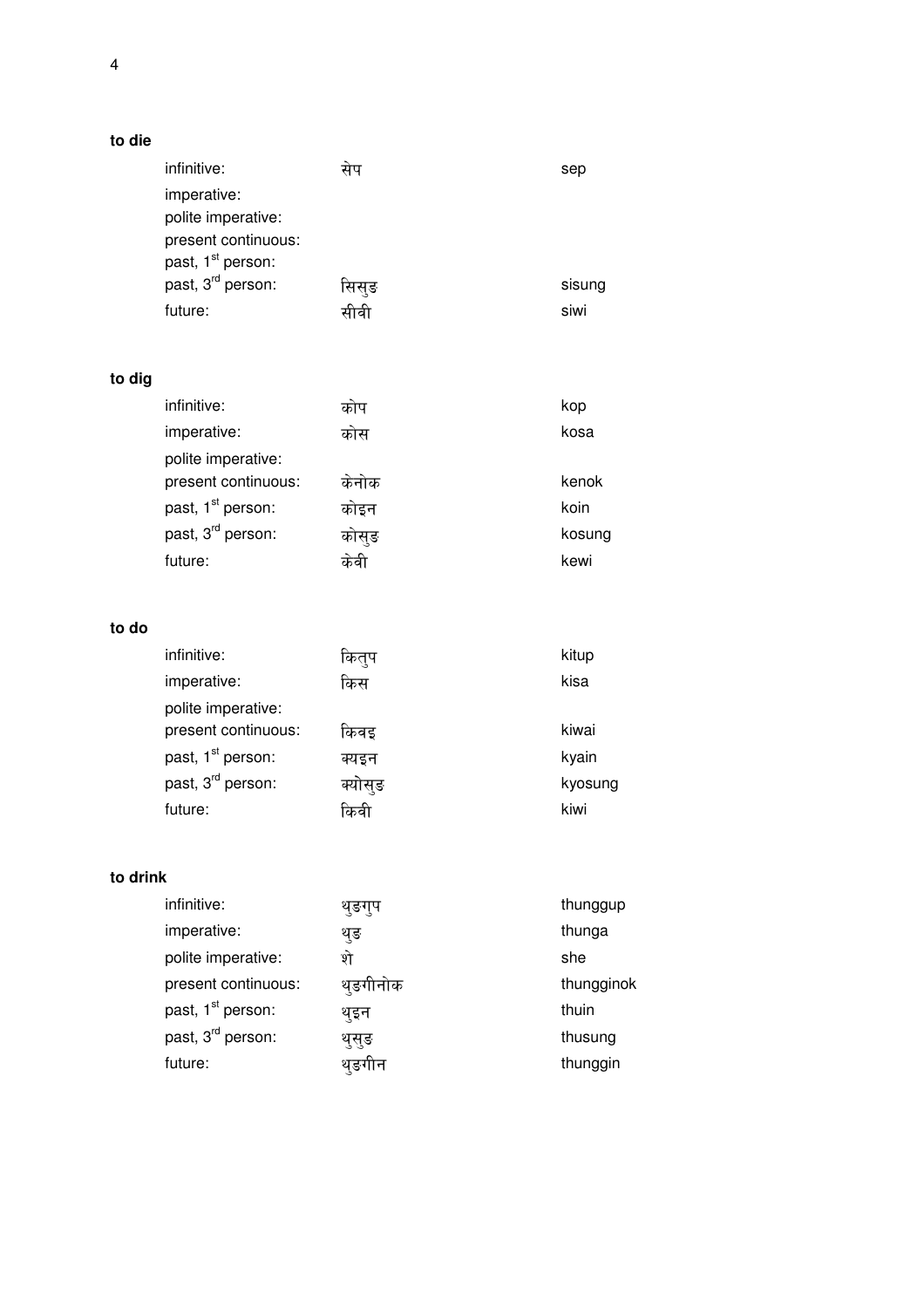**to die**

| | | |
|---|---|---|
| infinitive: | सेप | sep |
| imperative: | | |
| polite imperative: | | |
| present continuous: | | |
| past, 1st person: | | |
| past, 3rd person: | सिसुङ | sisung |
| future: | सीवी | siwi |

**to dig**

| | | |
|---|---|---|
| infinitive: | कोप | kop |
| imperative: | कोस | kosa |
| polite imperative: | | |
| present continuous: | केनोक | kenok |
| past, 1st person: | कोइन | koin |
| past, 3rd person: | कोसुङ | kosung |
| future: | केवी | kewi |

**to do**

| | | |
|---|---|---|
| infinitive: | कितुप | kitup |
| imperative: | किस | kisa |
| polite imperative: | | |
| present continuous: | किवइ | kiwai |
| past, 1st person: | क्यइन | kyain |
| past, 3rd person: | क्योसुङ | kyosung |
| future: | किवी | kiwi |

**to drink**

| | | |
|---|---|---|
| infinitive: | थुङगुप | thunggup |
| imperative: | थुङ | thunga |
| polite imperative: | शे | she |
| present continuous: | थुङगीनोक | thungginok |
| past, 1st person: | थुइन | thuin |
| past, 3rd person: | थुसुङ | thusung |
| future: | थुङगीन | thunggin |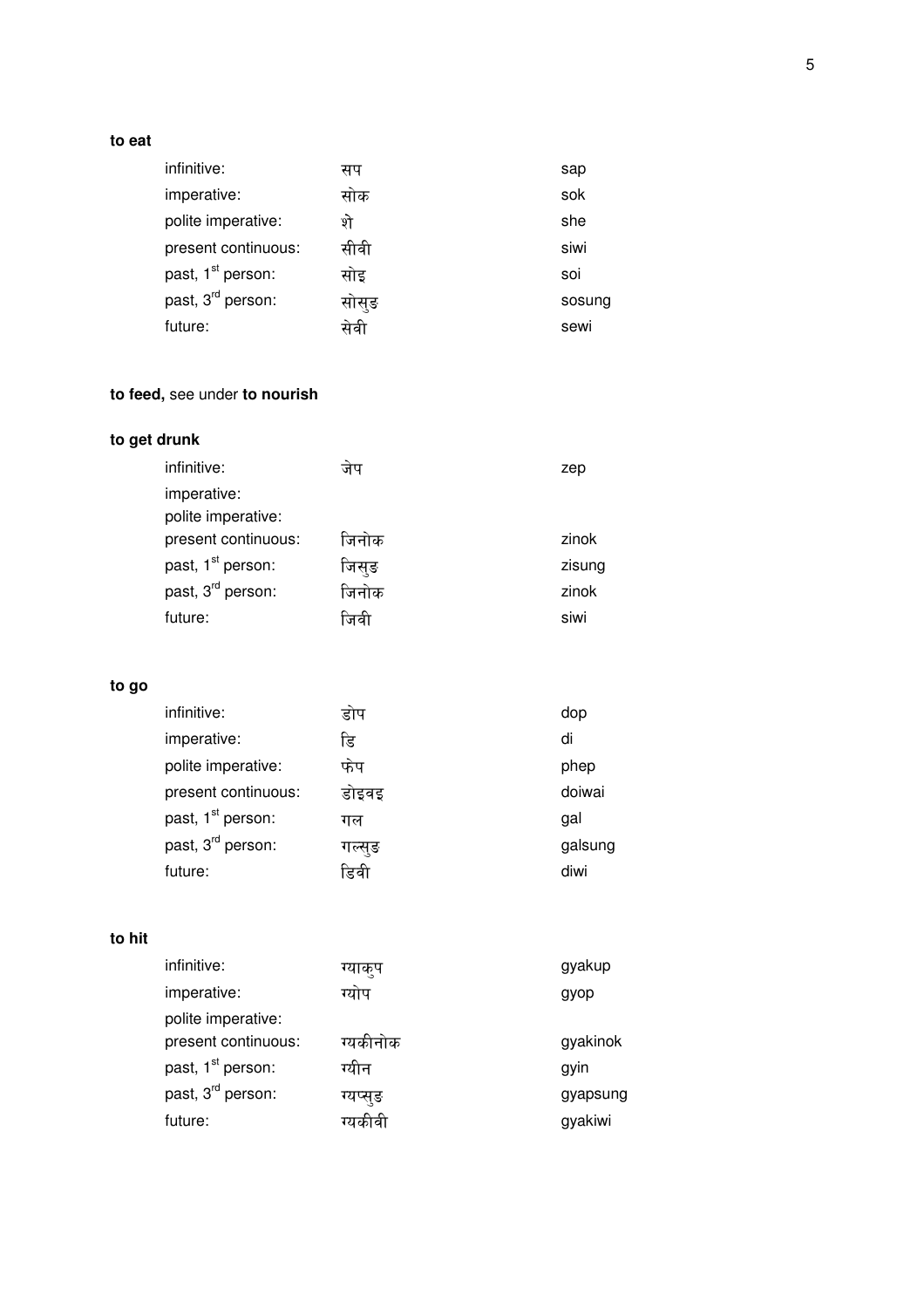**to eat**

| | | |
|---|---|---|
| infinitive: | सप | sap |
| imperative: | सोक | sok |
| polite imperative: | शे | she |
| present continuous: | सीवी | siwi |
| past, 1st person: | सोइ | soi |
| past, 3rd person: | सोसुङ | sosung |
| future: | सेवी | sewi |

**to feed,** see under **to nourish**

**to get drunk**

| | | |
|---|---|---|
| infinitive: | जेप | zep |
| imperative: | | |
| polite imperative: | | |
| present continuous: | जिनोक | zinok |
| past, 1st person: | जिसुङ | zisung |
| past, 3rd person: | जिनोक | zinok |
| future: | जिवी | siwi |

**to go**

| | | |
|---|---|---|
| infinitive: | डोप | dop |
| imperative: | डि | di |
| polite imperative: | फेप | phep |
| present continuous: | डोइवइ | doiwai |
| past, 1st person: | गल | gal |
| past, 3rd person: | गल्सुङ | galsung |
| future: | डिवी | diwi |

**to hit**

| | | |
|---|---|---|
| infinitive: | ग्याकुप | gyakup |
| imperative: | ग्योप | gyop |
| polite imperative: | | |
| present continuous: | ग्यकीनोक | gyakinok |
| past, 1st person: | ग्यीन | gyin |
| past, 3rd person: | ग्यप्सुङ | gyapsung |
| future: | ग्यकीवी | gyakiwi |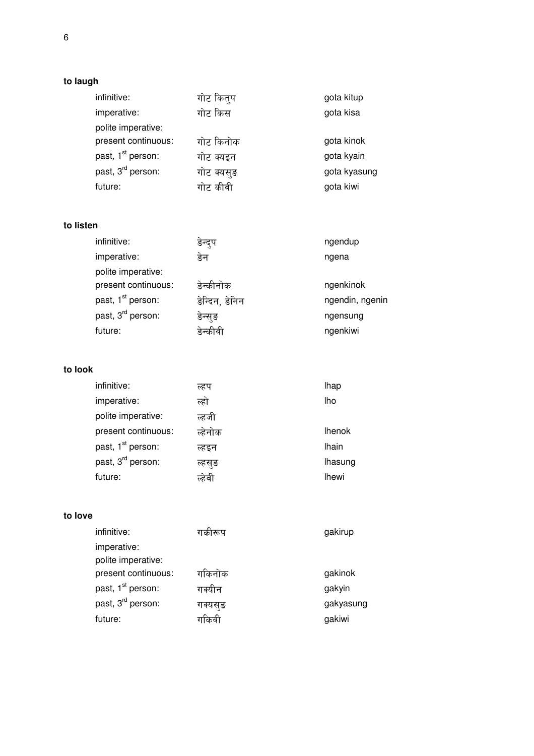**to laugh**

| | | |
|---|---|---|
| infinitive: | गोट कितुप | gota kitup |
| imperative: | गोट किस | gota kisa |
| polite imperative: | | |
| present continuous: | गोट किनोक | gota kinok |
| past, 1st person: | गोट क्यइन | gota kyain |
| past, 3rd person: | गोट क्यसुङ | gota kyasung |
| future: | गोट कीवी | gota kiwi |

**to listen**

| | | |
|---|---|---|
| infinitive: | ङेन्दुप | ngendup |
| imperative: | ङेन | ngena |
| polite imperative: | | |
| present continuous: | ङेन्कीनोक | ngenkinok |
| past, 1st person: | ङेन्दिन, ङेनिन | ngendin, ngenin |
| past, 3rd person: | ङेन्सुङ | ngensung |
| future: | ङेन्कीवी | ngenkiwi |

**to look**

| | | |
|---|---|---|
| infinitive: | ल्हप | lhap |
| imperative: | ल्हो | lho |
| polite imperative: | ल्हजी | |
| present continuous: | ल्हेनोक | lhenok |
| past, 1st person: | ल्हइन | lhain |
| past, 3rd person: | ल्हसुङ | lhasung |
| future: | ल्हेवी | lhewi |

**to love**

| | | |
|---|---|---|
| infinitive: | गकीरूप | gakirup |
| imperative: | | |
| polite imperative: | | |
| present continuous: | गकिनोक | gakinok |
| past, 1st person: | गक्यीन | gakyin |
| past, 3rd person: | गक्यसुङ | gakyasung |
| future: | गकिवी | gakiwi |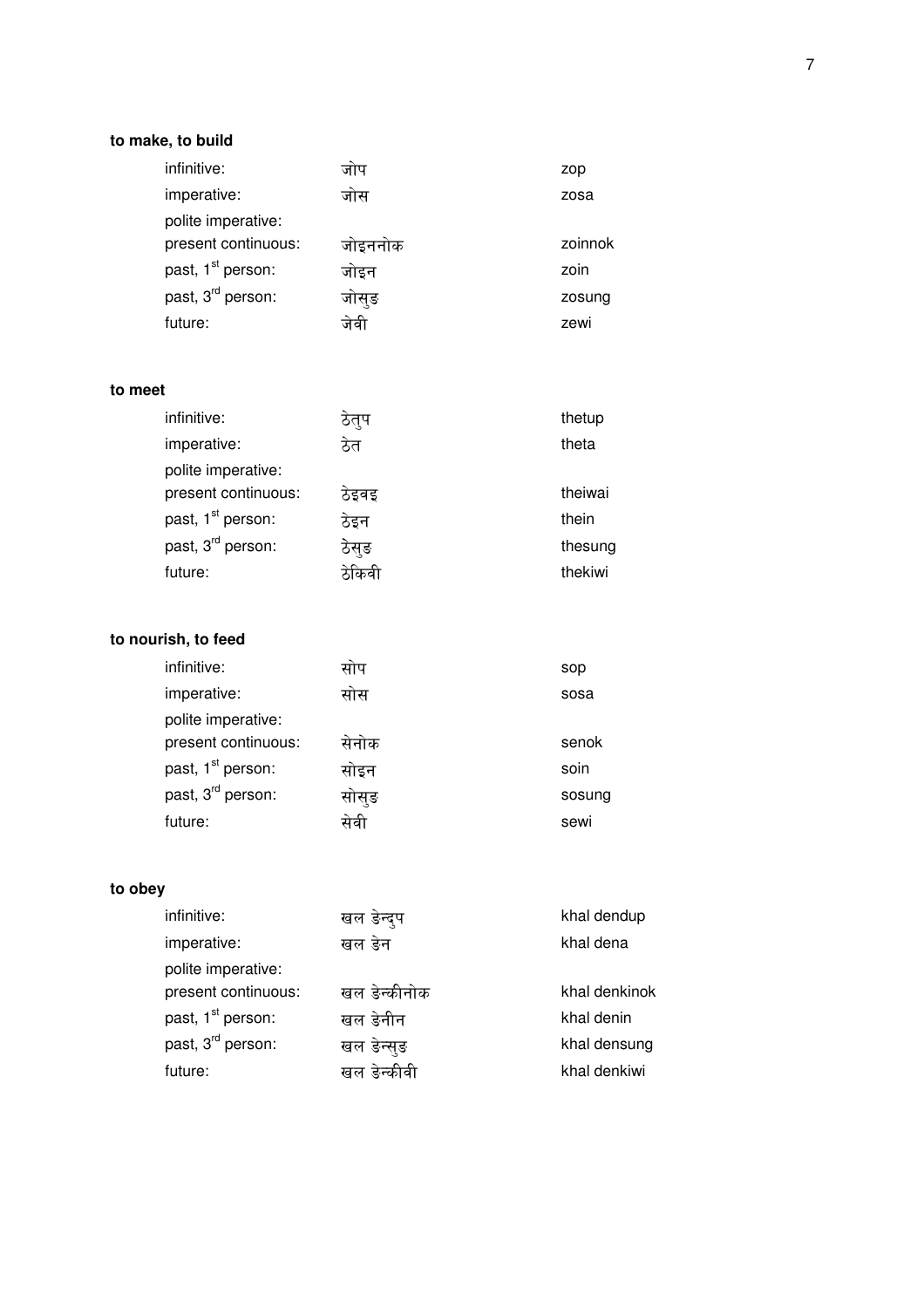**to make, to build**

| | | |
|---|---|---|
| infinitive: | जोप | zop |
| imperative: | जोस | zosa |
| polite imperative: | | |
| present continuous: | जोइननोक | zoinnok |
| past, 1st person: | जोइन | zoin |
| past, 3rd person: | जोसुङ | zosung |
| future: | जेवी | zewi |

**to meet**

| | | |
|---|---|---|
| infinitive: | ठेतुप | thetup |
| imperative: | ठेत | theta |
| polite imperative: | | |
| present continuous: | ठेइवइ | theiwai |
| past, 1st person: | ठेइन | thein |
| past, 3rd person: | ठेसुङ | thesung |
| future: | ठेकिवी | thekiwi |

**to nourish, to feed**

| | | |
|---|---|---|
| infinitive: | सोप | sop |
| imperative: | सोस | sosa |
| polite imperative: | | |
| present continuous: | सेनोक | senok |
| past, 1st person: | सोइन | soin |
| past, 3rd person: | सोसुङ | sosung |
| future: | सेवी | sewi |

**to obey**

| | | |
|---|---|---|
| infinitive: | खल डेन्दुप | khal dendup |
| imperative: | खल डेन | khal dena |
| polite imperative: | | |
| present continuous: | खल डेन्कीनोक | khal denkinok |
| past, 1st person: | खल डेनीन | khal denin |
| past, 3rd person: | खल डेन्सुङ | khal densung |
| future: | खल डेन्कीवी | khal denkiwi |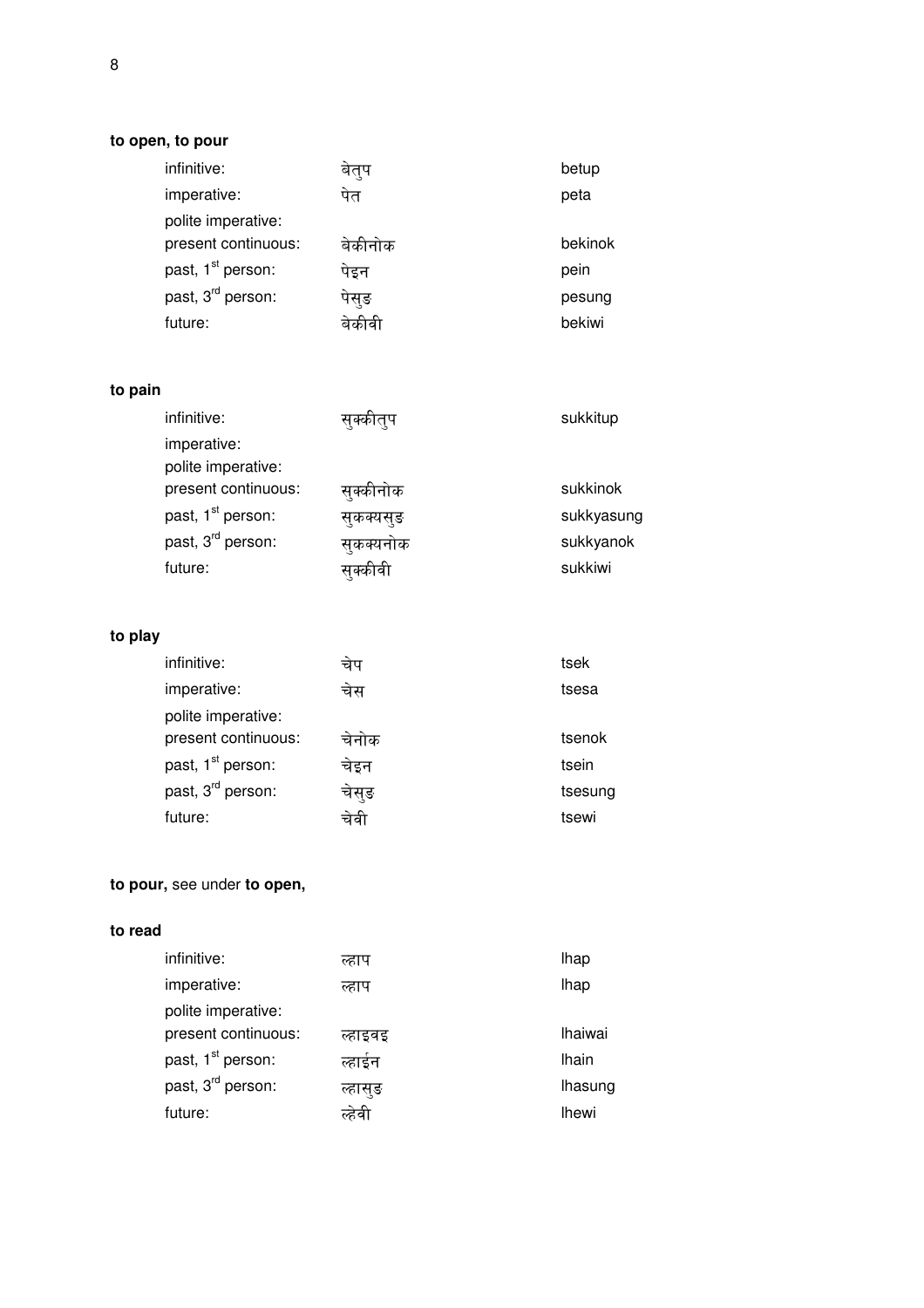**to open, to pour**

| | | |
|---|---|---|
| infinitive: | बेतुप | betup |
| imperative: | पेत | peta |
| polite imperative: | | |
| present continuous: | बेकीनोक | bekinok |
| past, 1st person: | पेइन | pein |
| past, 3rd person: | पेसुङ | pesung |
| future: | बेकीवी | bekiwi |

**to pain**

| | | |
|---|---|---|
| infinitive: | सुक्कीतुप | sukkitup |
| imperative: | | |
| polite imperative: | | |
| present continuous: | सुक्कीनोक | sukkinok |
| past, 1st person: | सुकक्यसुङ | sukkyasung |
| past, 3rd person: | सुकक्यनोक | sukkyanok |
| future: | सुक्कीवी | sukkiwi |

**to play**

| | | |
|---|---|---|
| infinitive: | चेप | tsek |
| imperative: | चेस | tsesa |
| polite imperative: | | |
| present continuous: | चेनोक | tsenok |
| past, 1st person: | चेइन | tsein |
| past, 3rd person: | चेसुङ | tsesung |
| future: | चेवी | tsewi |

**to pour,** see under **to open,**

**to read**

| | | |
|---|---|---|
| infinitive: | ल्हाप | lhap |
| imperative: | ल्हाप | lhap |
| polite imperative: | | |
| present continuous: | ल्हाइवइ | lhaiwai |
| past, 1st person: | ल्हाईन | lhain |
| past, 3rd person: | ल्हासुङ | lhasung |
| future: | ल्हेवी | lhewi |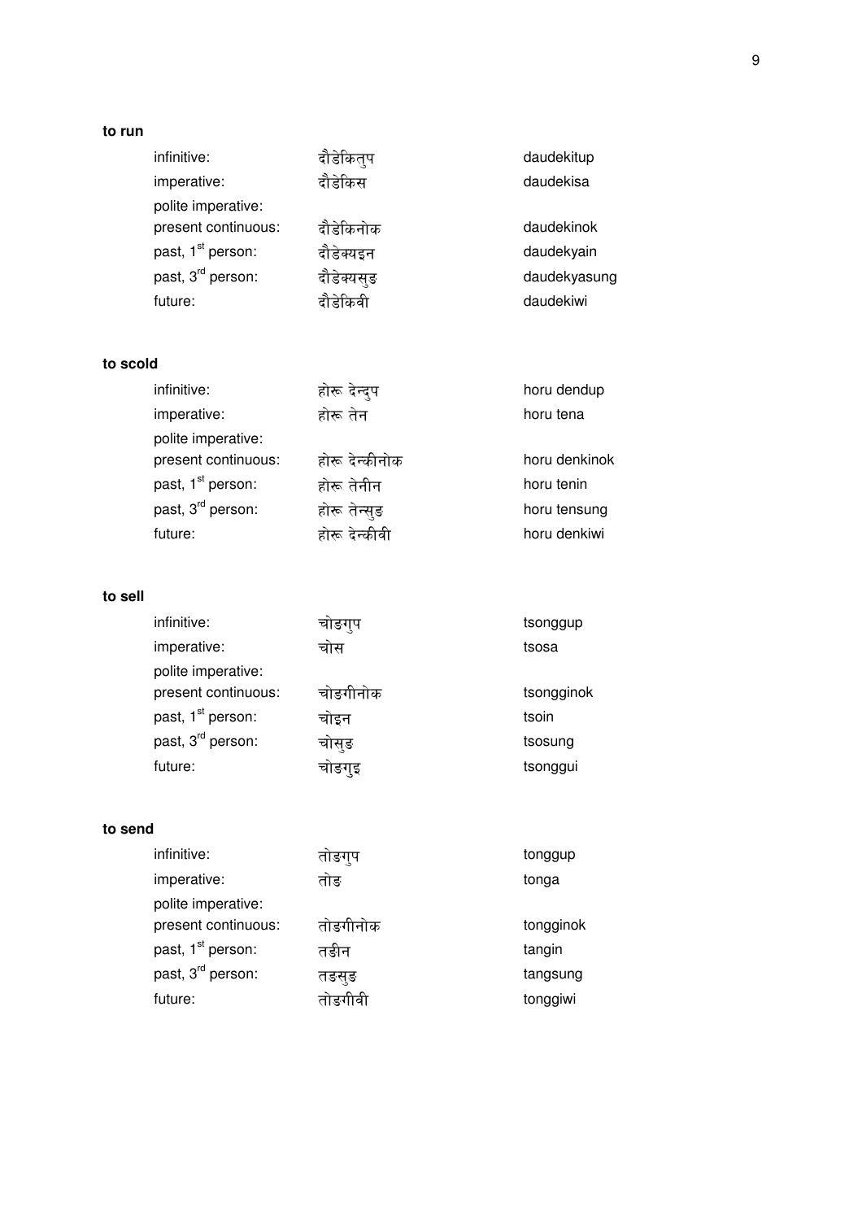**to run**

| | | |
|---|---|---|
| infinitive: | दौडेकितुप | daudekitup |
| imperative: | दौडेकिस | daudekisa |
| polite imperative: | | |
| present continuous: | दौडेकिनोक | daudekinok |
| past, 1st person: | दौडेक्यइन | daudekyain |
| past, 3rd person: | दौडेक्यसुङ | daudekyasung |
| future: | दौडेकिवी | daudekiwi |

**to scold**

| | | |
|---|---|---|
| infinitive: | होरू देन्दुप | horu dendup |
| imperative: | होरू तेन | horu tena |
| polite imperative: | | |
| present continuous: | होरू देन्कीनोक | horu denkinok |
| past, 1st person: | होरू तेनीन | horu tenin |
| past, 3rd person: | होरू तेन्सुङ | horu tensung |
| future: | होरू देन्कीवी | horu denkiwi |

**to sell**

| | | |
|---|---|---|
| infinitive: | चोङगुप | tsonggup |
| imperative: | चोस | tsosa |
| polite imperative: | | |
| present continuous: | चोङगीनोक | tsongginok |
| past, 1st person: | चोइन | tsoin |
| past, 3rd person: | चोसुङ | tsosung |
| future: | चोङगुइ | tsonggui |

**to send**

| | | |
|---|---|---|
| infinitive: | तोङगुप | tonggup |
| imperative: | तोङ | tonga |
| polite imperative: | | |
| present continuous: | तोङगीनोक | tongginok |
| past, 1st person: | तङीन | tangin |
| past, 3rd person: | तङसुङ | tangsung |
| future: | तोङगीवी | tonggiwi |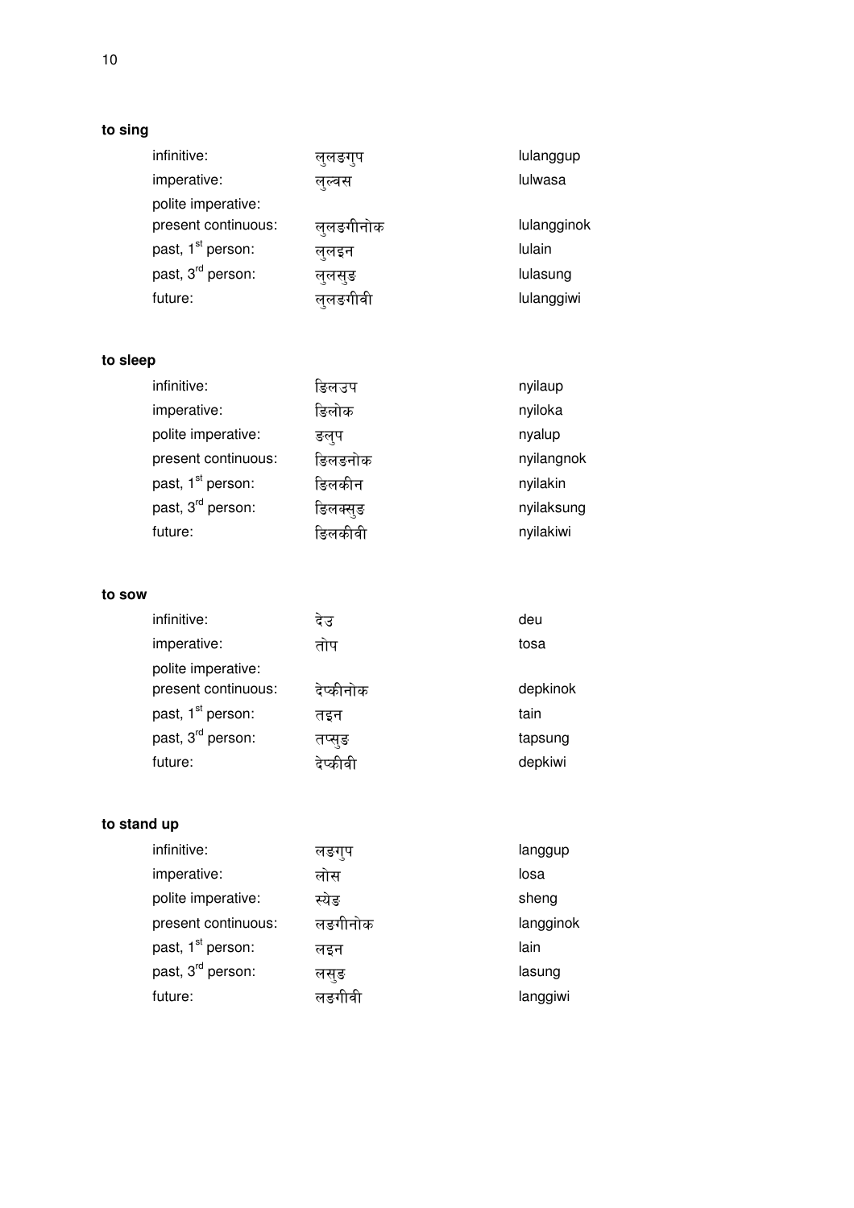**to sing**

| | | |
|---|---|---|
| infinitive: | लुलङगुप | lulanggup |
| imperative: | लुल्वस | lulwasa |
| polite imperative: | | |
| present continuous: | लुलङगीनोक | lulangginok |
| past, 1st person: | लुलइन | lulain |
| past, 3rd person: | लुलसुङ | lulasung |
| future: | लुलङगीवी | lulanggiwi |

**to sleep**

| | | |
|---|---|---|
| infinitive: | ङिलउप | nyilaup |
| imperative: | ङिलोक | nyiloka |
| polite imperative: | ङलुप | nyalup |
| present continuous: | ङिलङनोक | nyilangnok |
| past, 1st person: | ङिलकीन | nyilakin |
| past, 3rd person: | ङिलक्सुङ | nyilaksung |
| future: | ङिलकीवी | nyilakiwi |

**to sow**

| | | |
|---|---|---|
| infinitive: | देउ | deu |
| imperative: | तोप | tosa |
| polite imperative: | | |
| present continuous: | देप्कीनोक | depkinok |
| past, 1st person: | तइन | tain |
| past, 3rd person: | तप्सुङ | tapsung |
| future: | देप्कीवी | depkiwi |

**to stand up**

| | | |
|---|---|---|
| infinitive: | लङगुप | langgup |
| imperative: | लोस | losa |
| polite imperative: | स्येङ | sheng |
| present continuous: | लङगीनोक | langginok |
| past, 1st person: | लइन | lain |
| past, 3rd person: | लसुङ | lasung |
| future: | लङगीवी | langgiwi |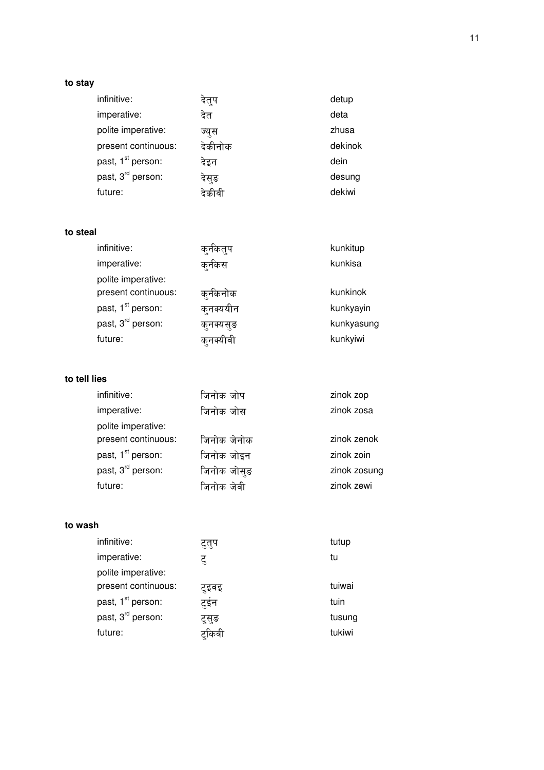**to stay**

| | | |
|---|---|---|
| infinitive: | देतुप | detup |
| imperative: | देत | deta |
| polite imperative: | ज्युस | zhusa |
| present continuous: | देकीनोक | dekinok |
| past, 1st person: | देइन | dein |
| past, 3rd person: | देसुङ | desung |
| future: | देकीवी | dekiwi |

**to steal**

| | | |
|---|---|---|
| infinitive: | कुर्नकितुप | kunkitup |
| imperative: | कुर्नकिस | kunkisa |
| polite imperative: | | |
| present continuous: | कुर्नकिनोक | kunkinok |
| past, 1st person: | कुनक्ययीन | kunkyayin |
| past, 3rd person: | कुनक्यसुङ | kunkyasung |
| future: | कुनक्यीवी | kunkyiwi |

**to tell lies**

| | | |
|---|---|---|
| infinitive: | जिनोक जोप | zinok zop |
| imperative: | जिनोक जोस | zinok zosa |
| polite imperative: | | |
| present continuous: | जिनोक जेनोक | zinok zenok |
| past, 1st person: | जिनोक जोइन | zinok zoin |
| past, 3rd person: | जिनोक जोसुङ | zinok zosung |
| future: | जिनोक जेवी | zinok zewi |

**to wash**

| | | |
|---|---|---|
| infinitive: | टुतुप | tutup |
| imperative: | टु | tu |
| polite imperative: | | |
| present continuous: | टुइवइ | tuiwai |
| past, 1st person: | टुईन | tuin |
| past, 3rd person: | टुसुङ | tusung |
| future: | टुकिवी | tukiwi |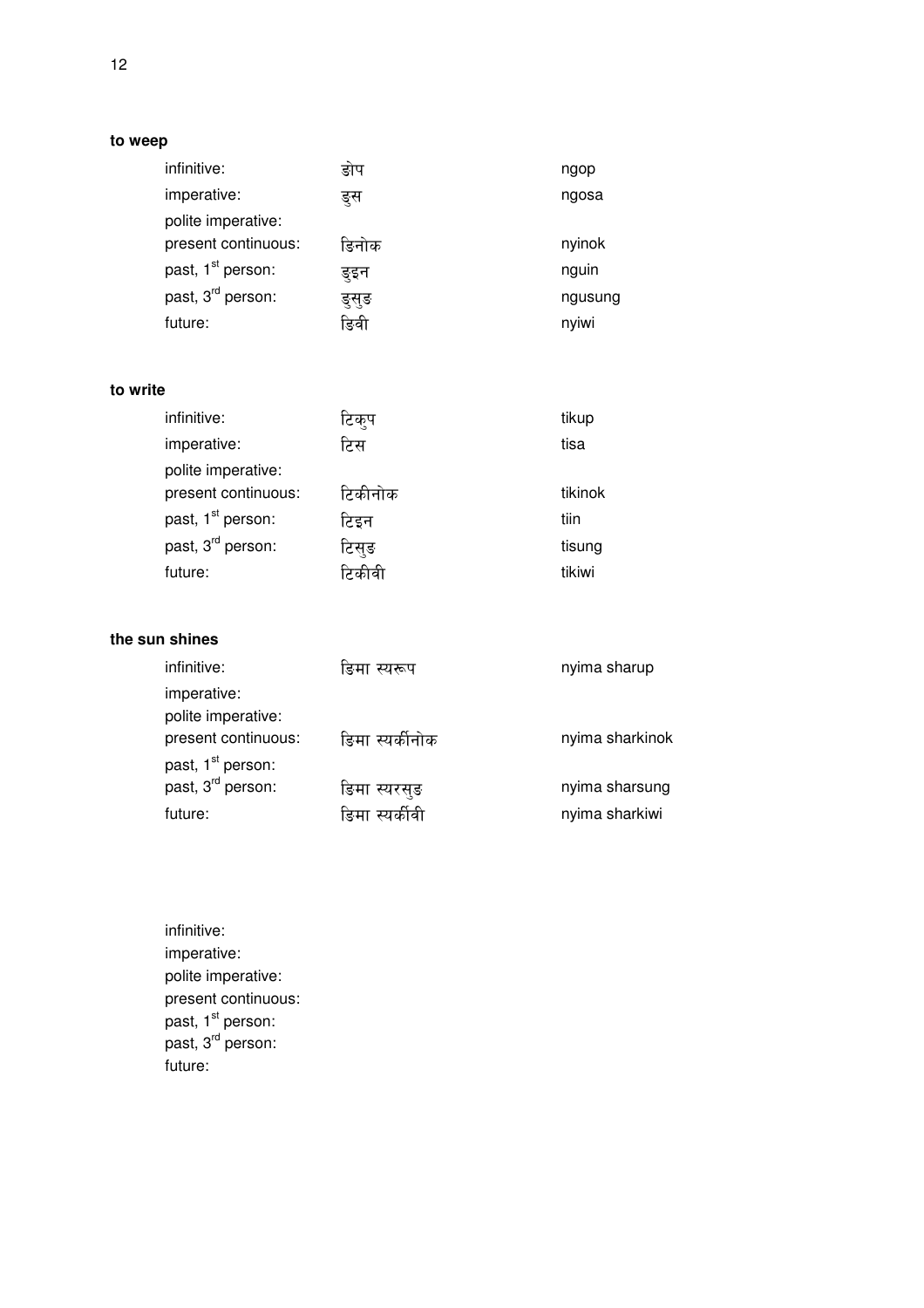**to weep**

| | | |
|---|---|---|
| infinitive: | ङोप | ngop |
| imperative: | ङुस | ngosa |
| polite imperative: | | |
| present continuous: | ङिनोक | nyinok |
| past, 1st person: | ङुइन | nguin |
| past, 3rd person: | ङुसुङ | ngusung |
| future: | ङिवी | nyiwi |

**to write**

| | | |
|---|---|---|
| infinitive: | टिकुप | tikup |
| imperative: | टिस | tisa |
| polite imperative: | | |
| present continuous: | टिकीनोक | tikinok |
| past, 1st person: | टिइन | tiin |
| past, 3rd person: | टिसुङ | tisung |
| future: | टिकीवी | tikiwi |

**the sun shines**

| | | |
|---|---|---|
| infinitive: | ङिमा स्यरूप | nyima sharup |
| imperative: | | |
| polite imperative: | | |
| present continuous: | ङिमा स्यर्कीनोक | nyima sharkinok |
| past, 1st person: | | |
| past, 3rd person: | ङिमा स्यरसुङ | nyima sharsung |
| future: | ङिमा स्यर्कीवी | nyima sharkiwi |

infinitive:
imperative:
polite imperative:
present continuous:
past, 1st person:
past, 3rd person:
future: